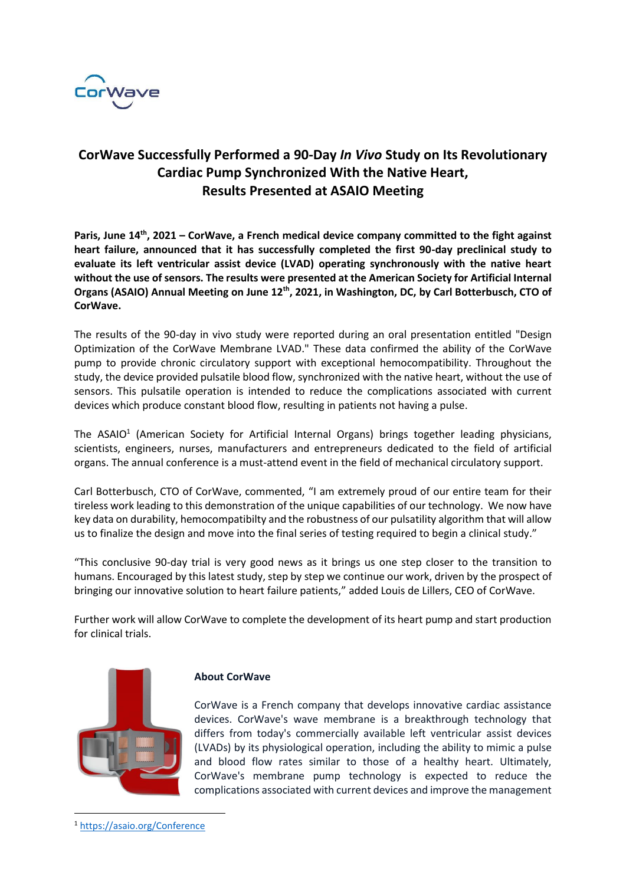# CorWave Successfully Performed a 90-Day *In Vivo* Study on Its Revolutionary Cardiac Pump Synchronized With the Native Heart, Results Presented at ASAIO Meeting

**Paris, June 14th, 2021 – CorWave, a French medical device company committed to the fight against heart failure, announced that it has successfully completed the first 90-day preclinical study to evaluate its left ventricular assist device (LVAD) operating synchronously with the native heart without the use of sensors. The results were presented at the American Society for Artificial Internal Organs (ASAIO) Annual Meeting on June 12th, 2021, in Washington, DC, by Carl Botterbusch, CTO of CorWave.**

The results of the 90-day in vivo study were reported during an oral presentation entitled "Design Optimization of the CorWave Membrane LVAD." These data confirmed the ability of the CorWave pump to provide chronic circulatory support with exceptional hemocompatibility. Throughout the study, the device provided pulsatile blood flow, synchronized with the native heart, without the use of sensors. This pulsatile operation is intended to reduce the complications associated with current devices which produce constant blood flow, resulting in patients not having a pulse.

The ASAIO[1] (American Society for Artificial Internal Organs) brings together leading physicians, scientists, engineers, nurses, manufacturers and entrepreneurs dedicated to the field of artificial organs. The annual conference is a must-attend event in the field of mechanical circulatory support.

Carl Botterbusch, CTO of CorWave, commented, "I am extremely proud of our entire team for their tireless work leading to this demonstration of the unique capabilities of our technology. We now have key data on durability, hemocompatibilty and the robustness of our pulsatility algorithm that will allow us to finalize the design and move into the final series of testing required to begin a clinical study."

"This conclusive 90-day trial is very good news as it brings us one step closer to the transition to humans. Encouraged by this latest study, step by step we continue our work, driven by the prospect of bringing our innovative solution to heart failure patients," added Louis de Lillers, CEO of CorWave.

Further work will allow CorWave to complete the development of its heart pump and start production for clinical trials.

**About CorWave**

CorWave is a French company that develops innovative cardiac assistance devices. CorWave's wave membrane is a breakthrough technology that differs from today's commercially available left ventricular assist devices (LVADs) by its physiological operation, including the ability to mimic a pulse and blood flow rates similar to those of a healthy heart. Ultimately, CorWave's membrane pump technology is expected to reduce the complications associated with current devices and improve the management

[1] https://asaio.org/Conference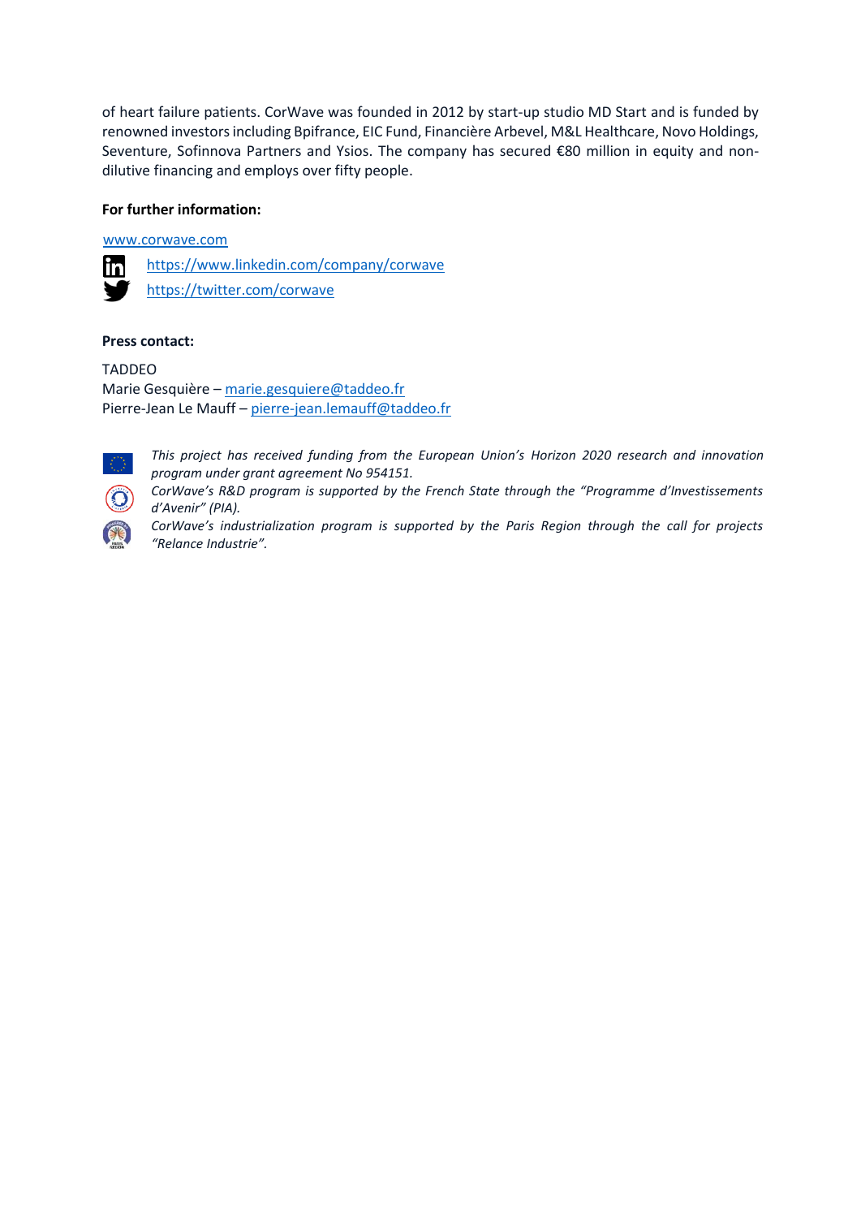of heart failure patients. CorWave was founded in 2012 by start-up studio MD Start and is funded by renowned investors including Bpifrance, EIC Fund, Financière Arbevel, M&L Healthcare, Novo Holdings, Seventure, Sofinnova Partners and Ysios. The company has secured €80 million in equity and non-dilutive financing and employs over fifty people.

**For further information:**

www.corwave.com

https://www.linkedin.com/company/corwave

https://twitter.com/corwave

**Press contact:**

TADDEO
Marie Gesquière – marie.gesquiere@taddeo.fr
Pierre-Jean Le Mauff – pierre-jean.lemauff@taddeo.fr

*This project has received funding from the European Union's Horizon 2020 research and innovation program under grant agreement No 954151.*

*CorWave's R&D program is supported by the French State through the "Programme d'Investissements d'Avenir" (PIA).*

*CorWave's industrialization program is supported by the Paris Region through the call for projects "Relance Industrie".*